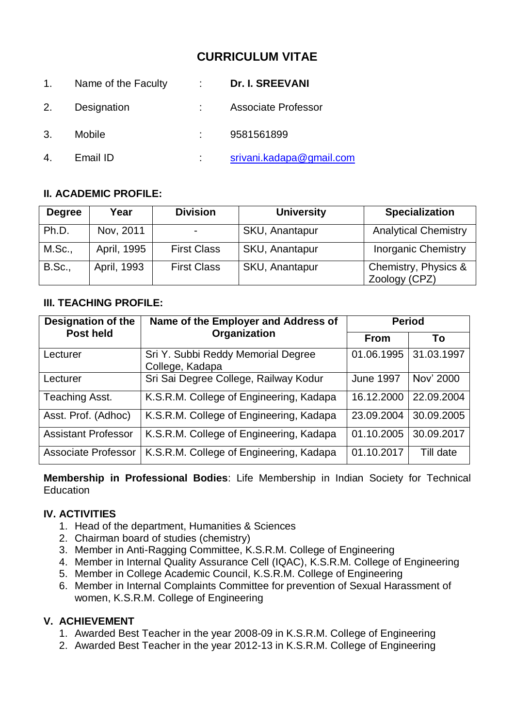# CURRICULUM VITAE

1. Name of the Faculty : **Dr. I. SREEVANI**
2. Designation : Associate Professor
3. Mobile : 9581561899
4. Email ID : srivani.kadapa@gmail.com

### II. ACADEMIC PROFILE:

| Degree | Year | Division | University | Specialization |
|---|---|---|---|---|
| Ph.D. | Nov, 2011 | - | SKU, Anantapur | Analytical Chemistry |
| M.Sc., | April, 1995 | First Class | SKU, Anantapur | Inorganic Chemistry |
| B.Sc., | April, 1993 | First Class | SKU, Anantapur | Chemistry, Physics & Zoology (CPZ) |

### III. TEACHING PROFILE:

| Designation of the Post held | Name of the Employer and Address of Organization | Period | |
|---|---|---|---|
| | | From | To |
| Lecturer | Sri Y. Subbi Reddy Memorial Degree College, Kadapa | 01.06.1995 | 31.03.1997 |
| Lecturer | Sri Sai Degree College, Railway Kodur | June 1997 | Nov' 2000 |
| Teaching Asst. | K.S.R.M. College of Engineering, Kadapa | 16.12.2000 | 22.09.2004 |
| Asst. Prof. (Adhoc) | K.S.R.M. College of Engineering, Kadapa | 23.09.2004 | 30.09.2005 |
| Assistant Professor | K.S.R.M. College of Engineering, Kadapa | 01.10.2005 | 30.09.2017 |
| Associate Professor | K.S.R.M. College of Engineering, Kadapa | 01.10.2017 | Till date |

**Membership in Professional Bodies**: Life Membership in Indian Society for Technical Education

### IV. ACTIVITIES

1. Head of the department, Humanities & Sciences
2. Chairman board of studies (chemistry)
3. Member in Anti-Ragging Committee, K.S.R.M. College of Engineering
4. Member in Internal Quality Assurance Cell (IQAC), K.S.R.M. College of Engineering
5. Member in College Academic Council, K.S.R.M. College of Engineering
6. Member in Internal Complaints Committee for prevention of Sexual Harassment of women, K.S.R.M. College of Engineering

### V. ACHIEVEMENT

1. Awarded Best Teacher in the year 2008-09 in K.S.R.M. College of Engineering
2. Awarded Best Teacher in the year 2012-13 in K.S.R.M. College of Engineering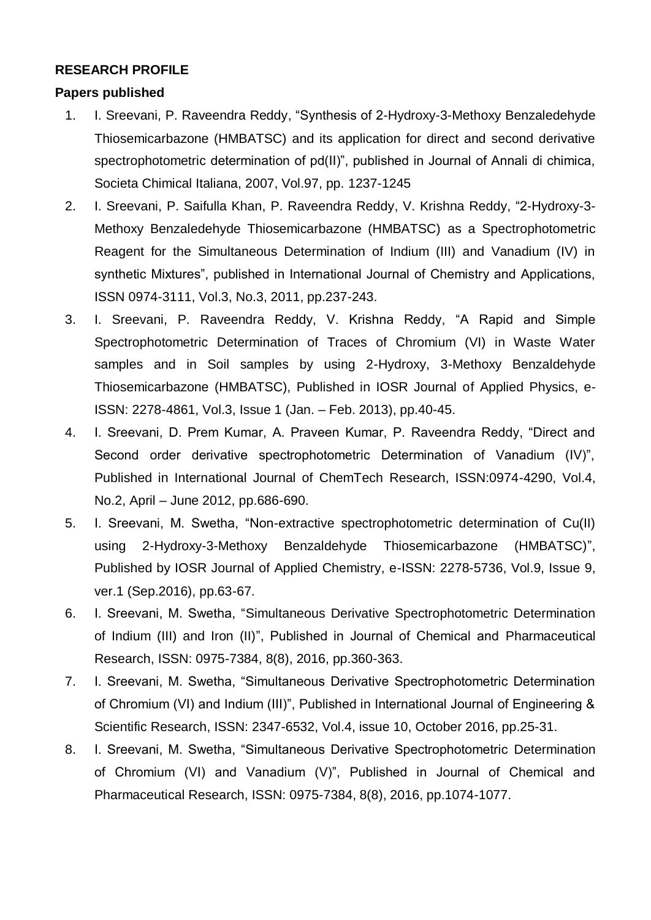**RESEARCH PROFILE**

**Papers published**

1. I. Sreevani, P. Raveendra Reddy, “Synthesis of 2-Hydroxy-3-Methoxy Benzaledehyde Thiosemicarbazone (HMBATSC) and its application for direct and second derivative spectrophotometric determination of pd(II)”, published in Journal of Annali di chimica, Societa Chimical Italiana, 2007, Vol.97, pp. 1237-1245
2. I. Sreevani, P. Saifulla Khan, P. Raveendra Reddy, V. Krishna Reddy, “2-Hydroxy-3-Methoxy Benzaledehyde Thiosemicarbazone (HMBATSC) as a Spectrophotometric Reagent for the Simultaneous Determination of Indium (III) and Vanadium (IV) in synthetic Mixtures”, published in International Journal of Chemistry and Applications, ISSN 0974-3111, Vol.3, No.3, 2011, pp.237-243.
3. I. Sreevani, P. Raveendra Reddy, V. Krishna Reddy, “A Rapid and Simple Spectrophotometric Determination of Traces of Chromium (VI) in Waste Water samples and in Soil samples by using 2-Hydroxy, 3-Methoxy Benzaldehyde Thiosemicarbazone (HMBATSC), Published in IOSR Journal of Applied Physics, e-ISSN: 2278-4861, Vol.3, Issue 1 (Jan. – Feb. 2013), pp.40-45.
4. I. Sreevani, D. Prem Kumar, A. Praveen Kumar, P. Raveendra Reddy, “Direct and Second order derivative spectrophotometric Determination of Vanadium (IV)”, Published in International Journal of ChemTech Research, ISSN:0974-4290, Vol.4, No.2, April – June 2012, pp.686-690.
5. I. Sreevani, M. Swetha, “Non-extractive spectrophotometric determination of Cu(II) using 2-Hydroxy-3-Methoxy Benzaldehyde Thiosemicarbazone (HMBATSC)”, Published by IOSR Journal of Applied Chemistry, e-ISSN: 2278-5736, Vol.9, Issue 9, ver.1 (Sep.2016), pp.63-67.
6. I. Sreevani, M. Swetha, “Simultaneous Derivative Spectrophotometric Determination of Indium (III) and Iron (II)”, Published in Journal of Chemical and Pharmaceutical Research, ISSN: 0975-7384, 8(8), 2016, pp.360-363.
7. I. Sreevani, M. Swetha, “Simultaneous Derivative Spectrophotometric Determination of Chromium (VI) and Indium (III)”, Published in International Journal of Engineering & Scientific Research, ISSN: 2347-6532, Vol.4, issue 10, October 2016, pp.25-31.
8. I. Sreevani, M. Swetha, “Simultaneous Derivative Spectrophotometric Determination of Chromium (VI) and Vanadium (V)”, Published in Journal of Chemical and Pharmaceutical Research, ISSN: 0975-7384, 8(8), 2016, pp.1074-1077.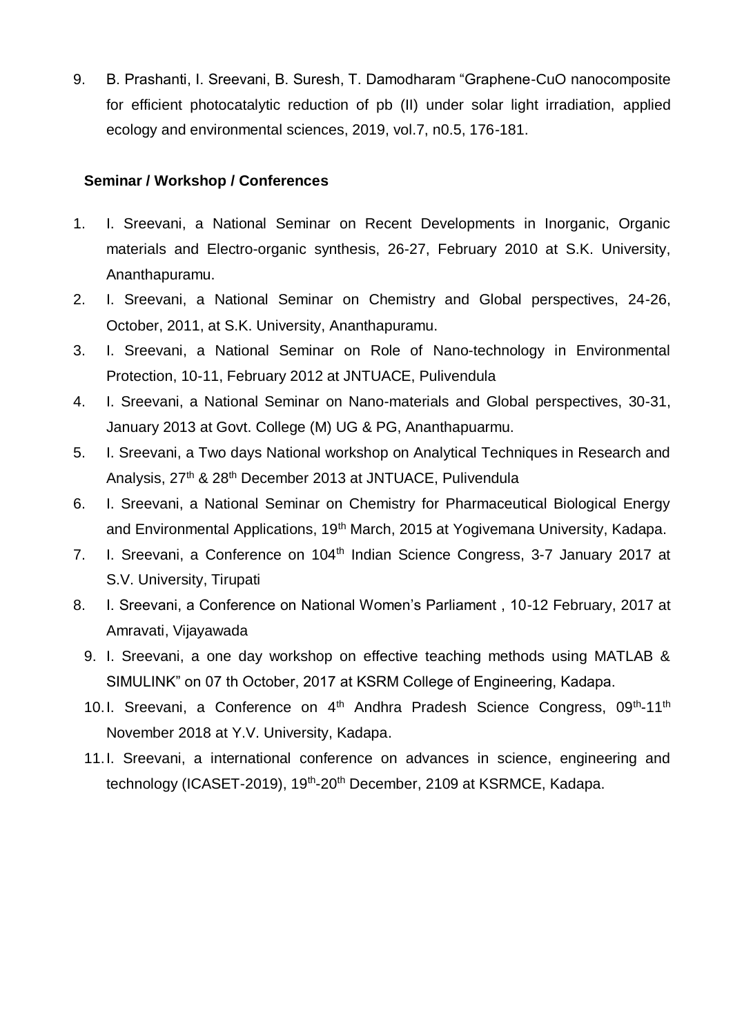9. B. Prashanti, I. Sreevani, B. Suresh, T. Damodharam "Graphene-CuO nanocomposite for efficient photocatalytic reduction of pb (II) under solar light irradiation, applied ecology and environmental sciences, 2019, vol.7, n0.5, 176-181.

**Seminar / Workshop / Conferences**

1. I. Sreevani, a National Seminar on Recent Developments in Inorganic, Organic materials and Electro-organic synthesis, 26-27, February 2010 at S.K. University, Ananthapuramu.
2. I. Sreevani, a National Seminar on Chemistry and Global perspectives, 24-26, October, 2011, at S.K. University, Ananthapuramu.
3. I. Sreevani, a National Seminar on Role of Nano-technology in Environmental Protection, 10-11, February 2012 at JNTUACE, Pulivendula
4. I. Sreevani, a National Seminar on Nano-materials and Global perspectives, 30-31, January 2013 at Govt. College (M) UG & PG, Ananthapuarmu.
5. I. Sreevani, a Two days National workshop on Analytical Techniques in Research and Analysis, 27th & 28th December 2013 at JNTUACE, Pulivendula
6. I. Sreevani, a National Seminar on Chemistry for Pharmaceutical Biological Energy and Environmental Applications, 19th March, 2015 at Yogivemana University, Kadapa.
7. I. Sreevani, a Conference on 104th Indian Science Congress, 3-7 January 2017 at S.V. University, Tirupati
8. I. Sreevani, a Conference on National Women's Parliament , 10-12 February, 2017 at Amravati, Vijayawada
9. I. Sreevani, a one day workshop on effective teaching methods using MATLAB & SIMULINK" on 07 th October, 2017 at KSRM College of Engineering, Kadapa.
10. I. Sreevani, a Conference on 4th Andhra Pradesh Science Congress, 09th-11th November 2018 at Y.V. University, Kadapa.
11. I. Sreevani, a international conference on advances in science, engineering and technology (ICASET-2019), 19th-20th December, 2109 at KSRMCE, Kadapa.